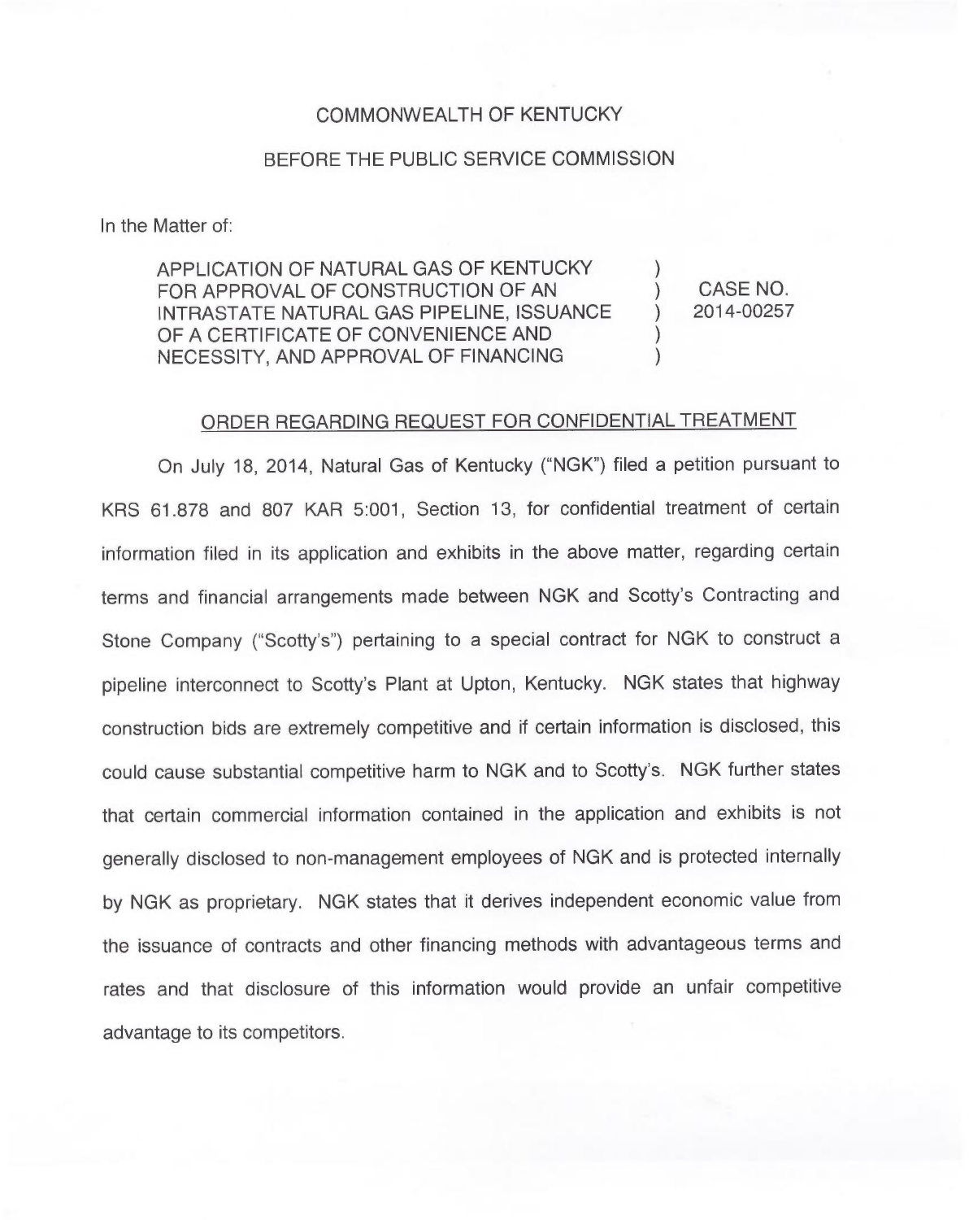COMMONWEALTH OF KENTUCKY

BEFORE THE PUBLIC SERVICE COMMISSION

In the Matter of:

| | | |
|---|---|---|
| APPLICATION OF NATURAL GAS OF KENTUCKY FOR APPROVAL OF CONSTRUCTION OF AN INTRASTATE NATURAL GAS PIPELINE, ISSUANCE OF A CERTIFICATE OF CONVENIENCE AND NECESSITY, AND APPROVAL OF FINANCING | ) | CASE NO. 2014-00257 |

ORDER REGARDING REQUEST FOR CONFIDENTIAL TREATMENT

On July 18, 2014, Natural Gas of Kentucky ("NGK") filed a petition pursuant to KRS 61.878 and 807 KAR 5:001, Section 13, for confidential treatment of certain information filed in its application and exhibits in the above matter, regarding certain terms and financial arrangements made between NGK and Scotty's Contracting and Stone Company ("Scotty's") pertaining to a special contract for NGK to construct a pipeline interconnect to Scotty's Plant at Upton, Kentucky. NGK states that highway construction bids are extremely competitive and if certain information is disclosed, this could cause substantial competitive harm to NGK and to Scotty's. NGK further states that certain commercial information contained in the application and exhibits is not generally disclosed to non-management employees of NGK and is protected internally by NGK as proprietary. NGK states that it derives independent economic value from the issuance of contracts and other financing methods with advantageous terms and rates and that disclosure of this information would provide an unfair competitive advantage to its competitors.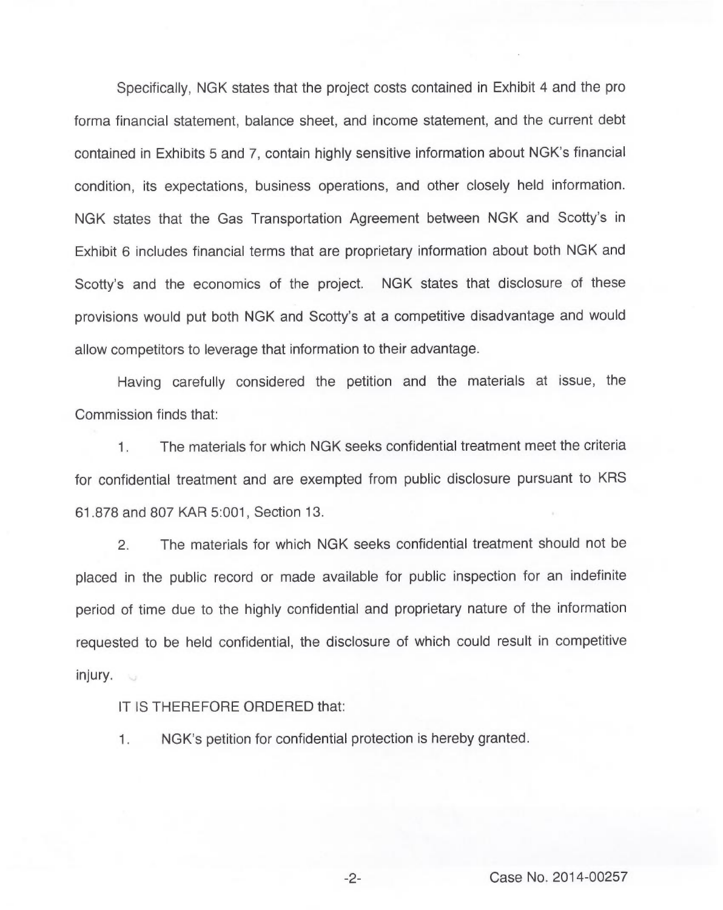Specifically, NGK states that the project costs contained in Exhibit 4 and the pro forma financial statement, balance sheet, and income statement, and the current debt contained in Exhibits 5 and 7, contain highly sensitive information about NGK's financial condition, its expectations, business operations, and other closely held information. NGK states that the Gas Transportation Agreement between NGK and Scotty's in Exhibit 6 includes financial terms that are proprietary information about both NGK and Scotty's and the economics of the project. NGK states that disclosure of these provisions would put both NGK and Scotty's at a competitive disadvantage and would allow competitors to leverage that information to their advantage.

Having carefully considered the petition and the materials at issue, the Commission finds that:

1. The materials for which NGK seeks confidential treatment meet the criteria for confidential treatment and are exempted from public disclosure pursuant to KRS 61.878 and 807 KAR 5:001, Section 13.

2. The materials for which NGK seeks confidential treatment should not be placed in the public record or made available for public inspection for an indefinite period of time due to the highly confidential and proprietary nature of the information requested to be held confidential, the disclosure of which could result in competitive injury.

IT IS THEREFORE ORDERED that:

1. NGK's petition for confidential protection is hereby granted.

Case No. 2014-00257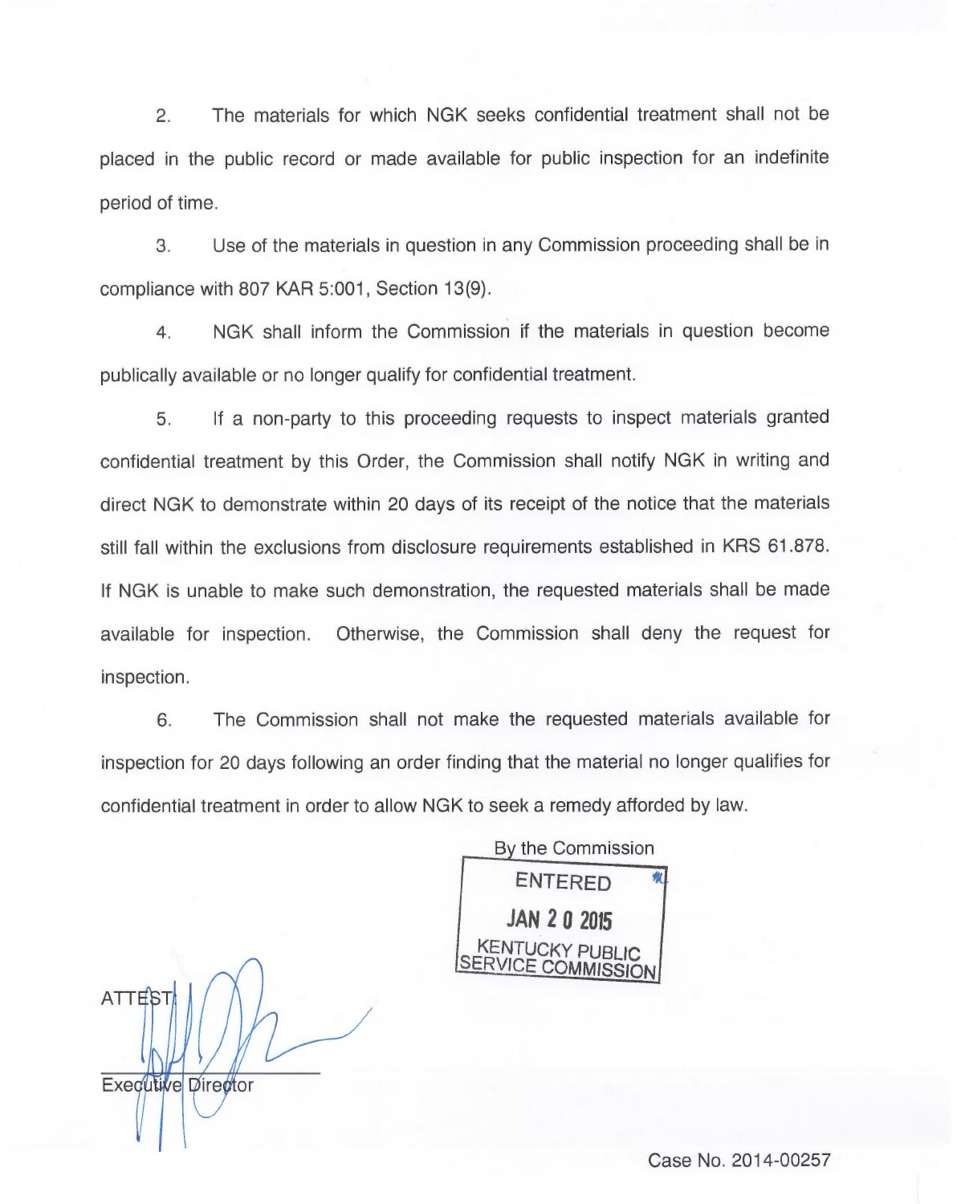2. The materials for which NGK seeks confidential treatment shall not be placed in the public record or made available for public inspection for an indefinite period of time.

3. Use of the materials in question in any Commission proceeding shall be in compliance with 807 KAR 5:001, Section 13(9).

4. NGK shall inform the Commission if the materials in question become publically available or no longer qualify for confidential treatment.

5. If a non-party to this proceeding requests to inspect materials granted confidential treatment by this Order, the Commission shall notify NGK in writing and direct NGK to demonstrate within 20 days of its receipt of the notice that the materials still fall within the exclusions from disclosure requirements established in KRS 61.878. If NGK is unable to make such demonstration, the requested materials shall be made available for inspection. Otherwise, the Commission shall deny the request for inspection.

6. The Commission shall not make the requested materials available for inspection for 20 days following an order finding that the material no longer qualifies for confidential treatment in order to allow NGK to seek a remedy afforded by law.

By the Commission

ENTERED
JAN 20 2015
KENTUCKY PUBLIC SERVICE COMMISSION

ATTEST:

Executive Director

Case No. 2014-00257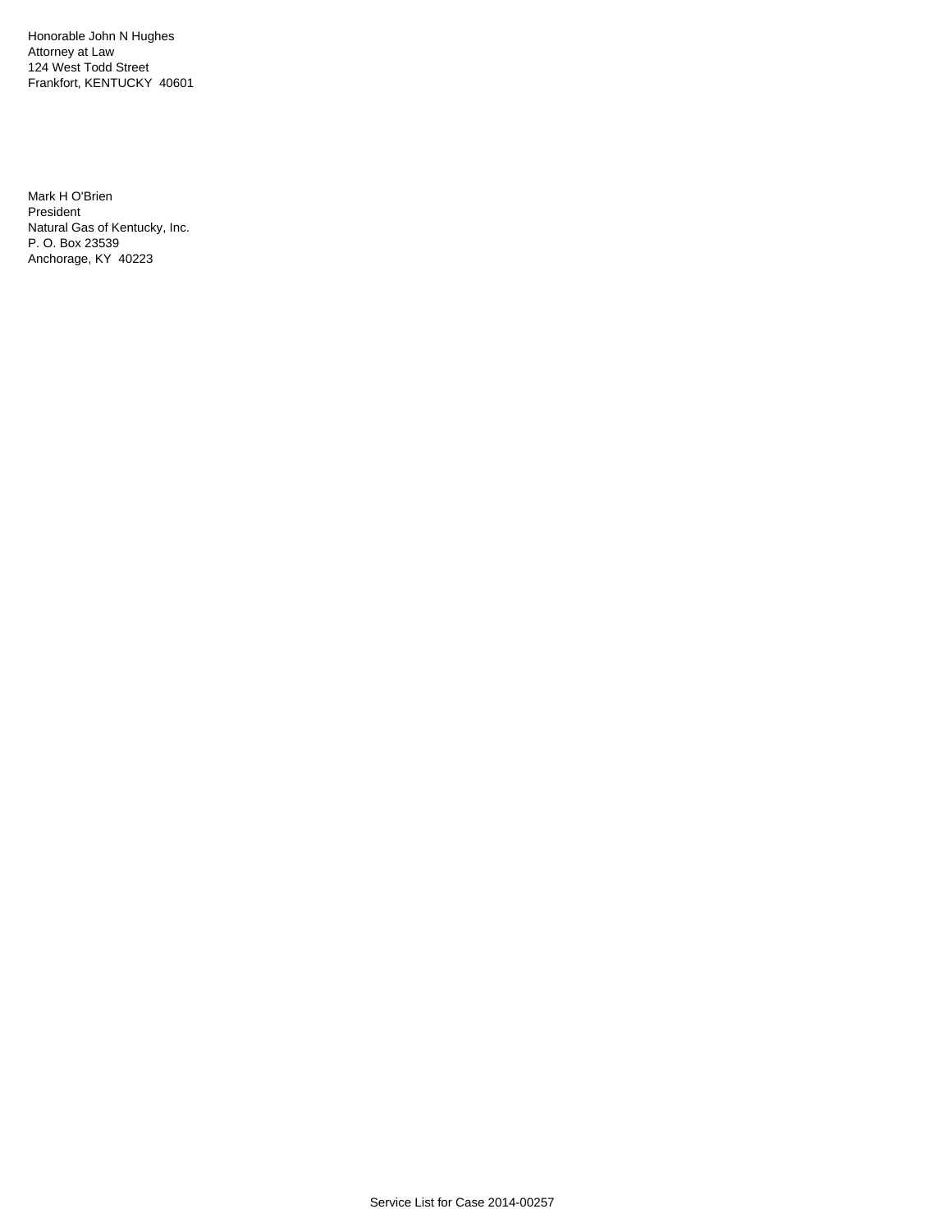Honorable John N Hughes
Attorney at Law
124 West Todd Street
Frankfort, KENTUCKY  40601

Mark H O'Brien
President
Natural Gas of Kentucky, Inc.
P. O. Box 23539
Anchorage, KY  40223

Service List for Case 2014-00257